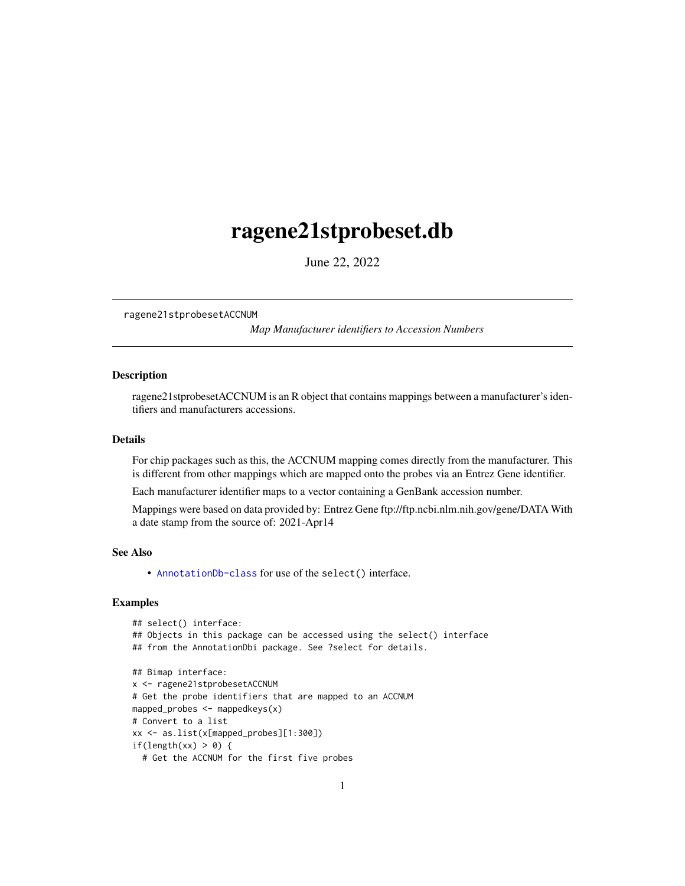# ragene21stprobeset.db

June 22, 2022

ragene21stprobesetACCNUM

*Map Manufacturer identifiers to Accession Numbers*

## Description

ragene21stprobesetACCNUM is an R object that contains mappings between a manufacturer's identifiers and manufacturers accessions.

## Details

For chip packages such as this, the ACCNUM mapping comes directly from the manufacturer. This is different from other mappings which are mapped onto the probes via an Entrez Gene identifier.

Each manufacturer identifier maps to a vector containing a GenBank accession number.

Mappings were based on data provided by: Entrez Gene ftp://ftp.ncbi.nlm.nih.gov/gene/DATA With a date stamp from the source of: 2021-Apr14

## See Also

- `AnnotationDb-class` for use of the `select()` interface.

## Examples

```
## select() interface:
## Objects in this package can be accessed using the select() interface
## from the AnnotationDbi package. See ?select for details.

## Bimap interface:
x <- ragene21stprobesetACCNUM
# Get the probe identifiers that are mapped to an ACCNUM
mapped_probes <- mappedkeys(x)
# Convert to a list
xx <- as.list(x[mapped_probes][1:300])
if(length(xx) > 0) {
  # Get the ACCNUM for the first five probes
```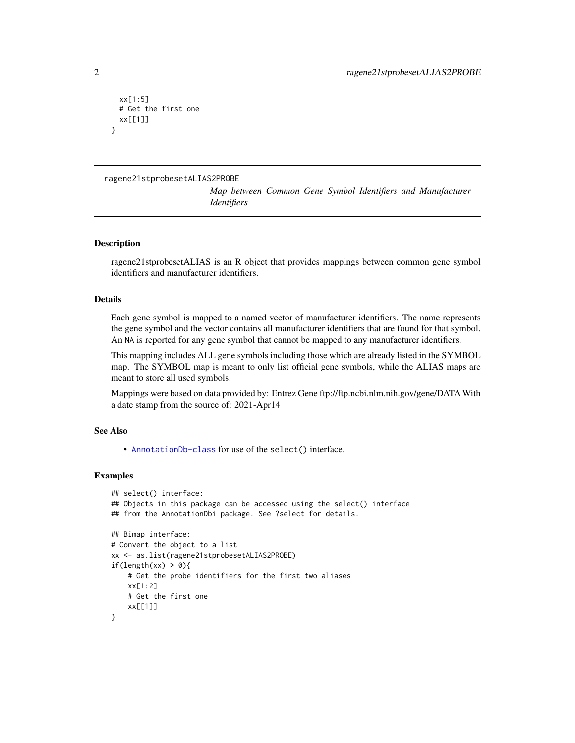```
  xx[1:5]
  # Get the first one
  xx[[1]]
}
```

## ragene21stprobesetALIAS2PROBE

*Map between Common Gene Symbol Identifiers and Manufacturer Identifiers*

### Description

ragene21stprobesetALIAS is an R object that provides mappings between common gene symbol identifiers and manufacturer identifiers.

### Details

Each gene symbol is mapped to a named vector of manufacturer identifiers. The name represents the gene symbol and the vector contains all manufacturer identifiers that are found for that symbol. An NA is reported for any gene symbol that cannot be mapped to any manufacturer identifiers.

This mapping includes ALL gene symbols including those which are already listed in the SYMBOL map. The SYMBOL map is meant to only list official gene symbols, while the ALIAS maps are meant to store all used symbols.

Mappings were based on data provided by: Entrez Gene ftp://ftp.ncbi.nlm.nih.gov/gene/DATA With a date stamp from the source of: 2021-Apr14

### See Also

- AnnotationDb-class for use of the select() interface.

### Examples

```
## select() interface:
## Objects in this package can be accessed using the select() interface
## from the AnnotationDbi package. See ?select for details.

## Bimap interface:
# Convert the object to a list
xx <- as.list(ragene21stprobesetALIAS2PROBE)
if(length(xx) > 0){
    # Get the probe identifiers for the first two aliases
    xx[1:2]
    # Get the first one
    xx[[1]]
}
```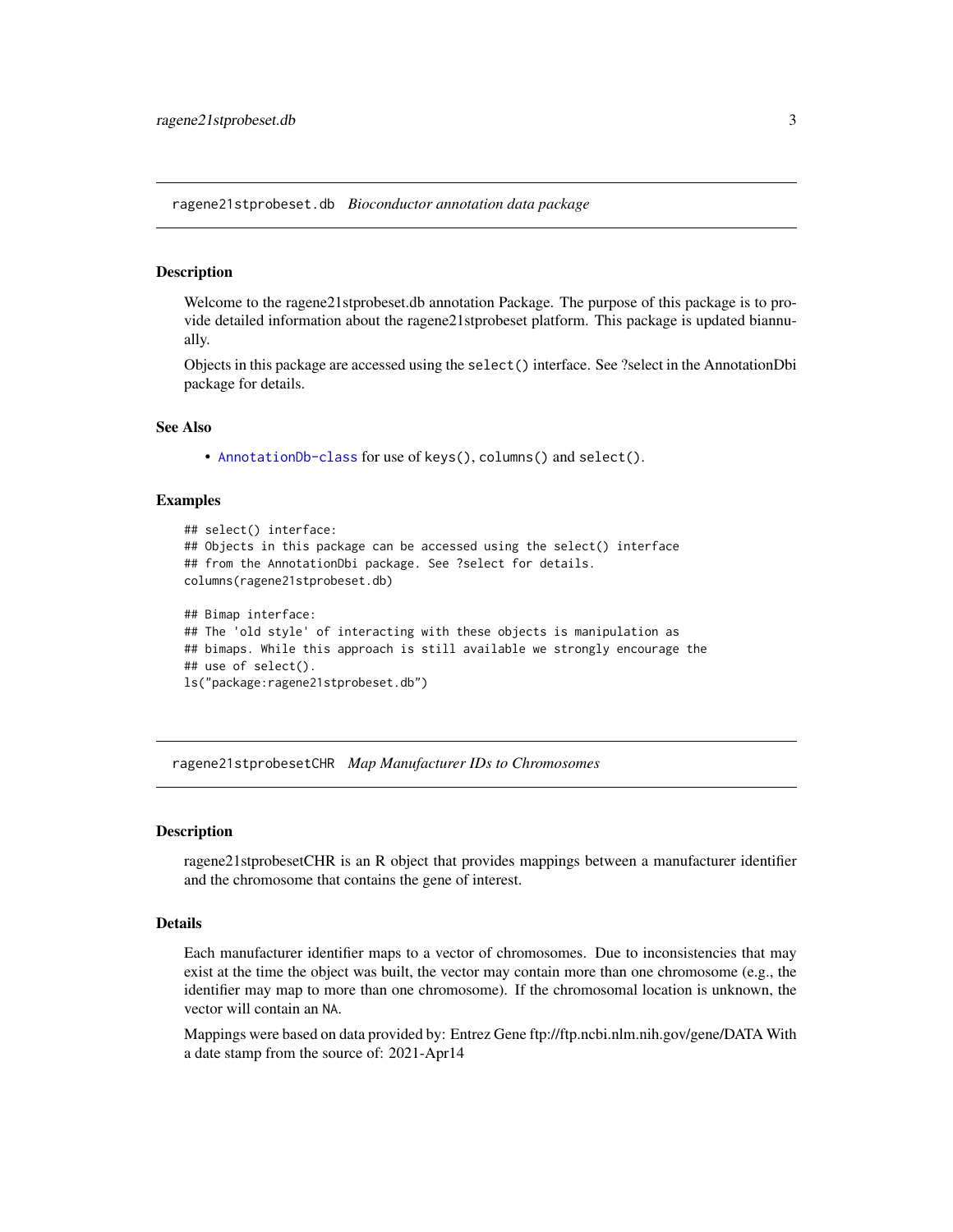## ragene21stprobeset.db *Bioconductor annotation data package*

### Description

Welcome to the ragene21stprobeset.db annotation Package. The purpose of this package is to provide detailed information about the ragene21stprobeset platform. This package is updated biannually.

Objects in this package are accessed using the `select()` interface. See ?select in the AnnotationDbi package for details.

### See Also

- `AnnotationDb-class` for use of `keys()`, `columns()` and `select()`.

### Examples

```
## select() interface:
## Objects in this package can be accessed using the select() interface
## from the AnnotationDbi package. See ?select for details.
columns(ragene21stprobeset.db)

## Bimap interface:
## The 'old style' of interacting with these objects is manipulation as
## bimaps. While this approach is still available we strongly encourage the
## use of select().
ls("package:ragene21stprobeset.db")
```

## ragene21stprobesetCHR *Map Manufacturer IDs to Chromosomes*

### Description

ragene21stprobesetCHR is an R object that provides mappings between a manufacturer identifier and the chromosome that contains the gene of interest.

### Details

Each manufacturer identifier maps to a vector of chromosomes. Due to inconsistencies that may exist at the time the object was built, the vector may contain more than one chromosome (e.g., the identifier may map to more than one chromosome). If the chromosomal location is unknown, the vector will contain an `NA`.

Mappings were based on data provided by: Entrez Gene ftp://ftp.ncbi.nlm.nih.gov/gene/DATA With a date stamp from the source of: 2021-Apr14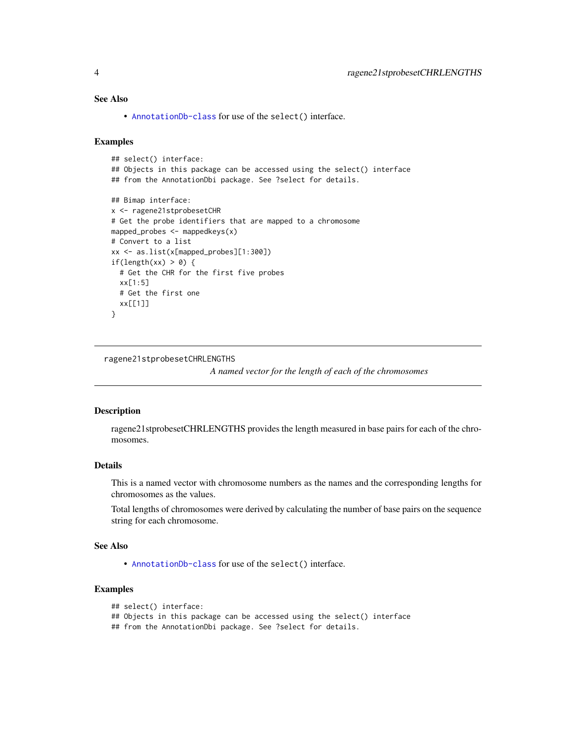### See Also

- `AnnotationDb-class` for use of the `select()` interface.

### Examples

```
## select() interface:
## Objects in this package can be accessed using the select() interface
## from the AnnotationDbi package. See ?select for details.

## Bimap interface:
x <- ragene21stprobesetCHR
# Get the probe identifiers that are mapped to a chromosome
mapped_probes <- mappedkeys(x)
# Convert to a list
xx <- as.list(x[mapped_probes][1:300])
if(length(xx) > 0) {
  # Get the CHR for the first five probes
  xx[1:5]
  # Get the first one
  xx[[1]]
}
```

---

## ragene21stprobesetCHRLENGTHS

*A named vector for the length of each of the chromosomes*

---

### Description

ragene21stprobesetCHRLENGTHS provides the length measured in base pairs for each of the chromosomes.

### Details

This is a named vector with chromosome numbers as the names and the corresponding lengths for chromosomes as the values.

Total lengths of chromosomes were derived by calculating the number of base pairs on the sequence string for each chromosome.

### See Also

- `AnnotationDb-class` for use of the `select()` interface.

### Examples

```
## select() interface:
## Objects in this package can be accessed using the select() interface
## from the AnnotationDbi package. See ?select for details.
```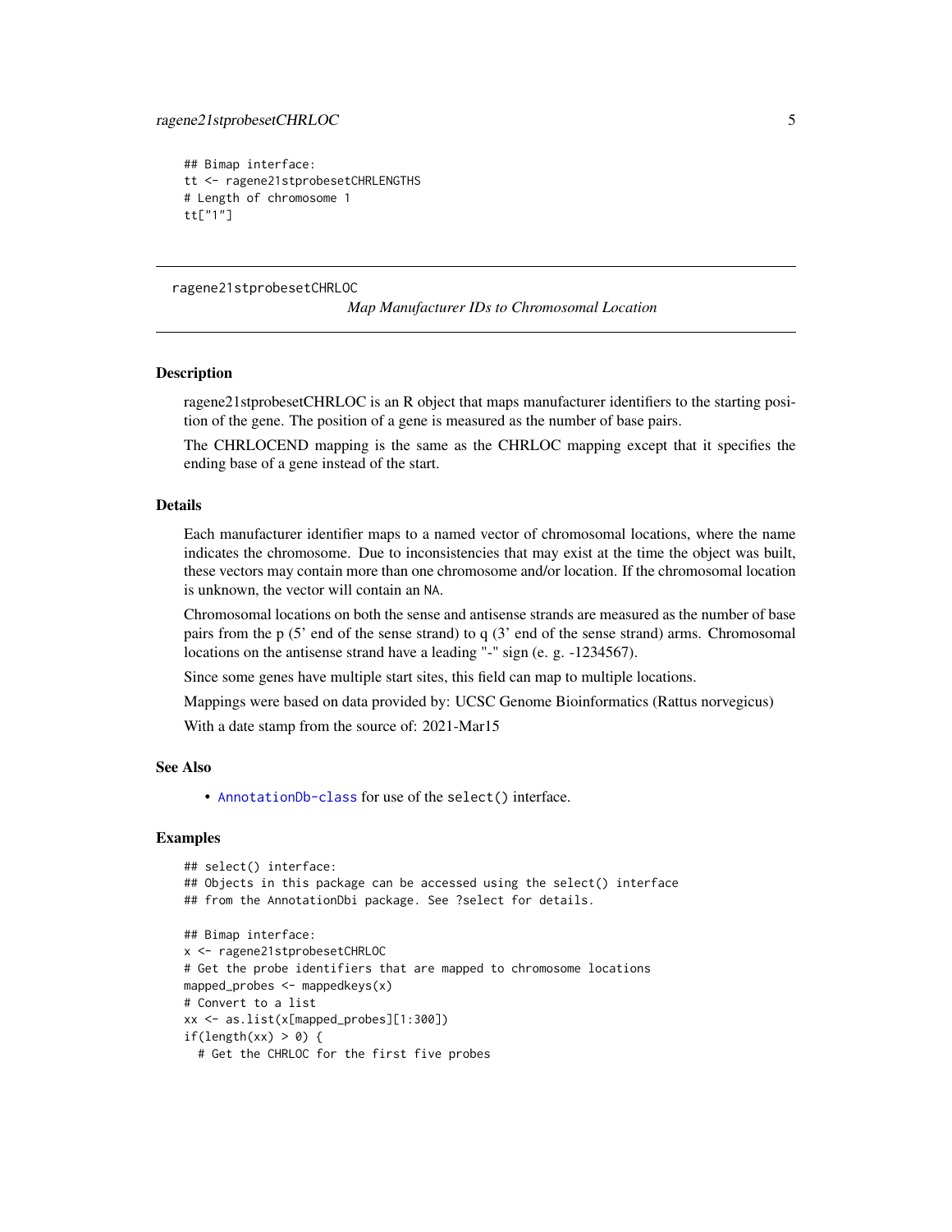```
## Bimap interface:
tt <- ragene21stprobesetCHRLENGTHS
# Length of chromosome 1
tt["1"]
```

## ragene21stprobesetCHRLOC

*Map Manufacturer IDs to Chromosomal Location*

### Description

ragene21stprobesetCHRLOC is an R object that maps manufacturer identifiers to the starting position of the gene. The position of a gene is measured as the number of base pairs.

The CHRLOCEND mapping is the same as the CHRLOC mapping except that it specifies the ending base of a gene instead of the start.

### Details

Each manufacturer identifier maps to a named vector of chromosomal locations, where the name indicates the chromosome. Due to inconsistencies that may exist at the time the object was built, these vectors may contain more than one chromosome and/or location. If the chromosomal location is unknown, the vector will contain an NA.

Chromosomal locations on both the sense and antisense strands are measured as the number of base pairs from the p (5' end of the sense strand) to q (3' end of the sense strand) arms. Chromosomal locations on the antisense strand have a leading "-" sign (e. g. -1234567).

Since some genes have multiple start sites, this field can map to multiple locations.

Mappings were based on data provided by: UCSC Genome Bioinformatics (Rattus norvegicus)

With a date stamp from the source of: 2021-Mar15

### See Also

- AnnotationDb-class for use of the select() interface.

### Examples

```
## select() interface:
## Objects in this package can be accessed using the select() interface
## from the AnnotationDbi package. See ?select for details.

## Bimap interface:
x <- ragene21stprobesetCHRLOC
# Get the probe identifiers that are mapped to chromosome locations
mapped_probes <- mappedkeys(x)
# Convert to a list
xx <- as.list(x[mapped_probes][1:300])
if(length(xx) > 0) {
  # Get the CHRLOC for the first five probes
```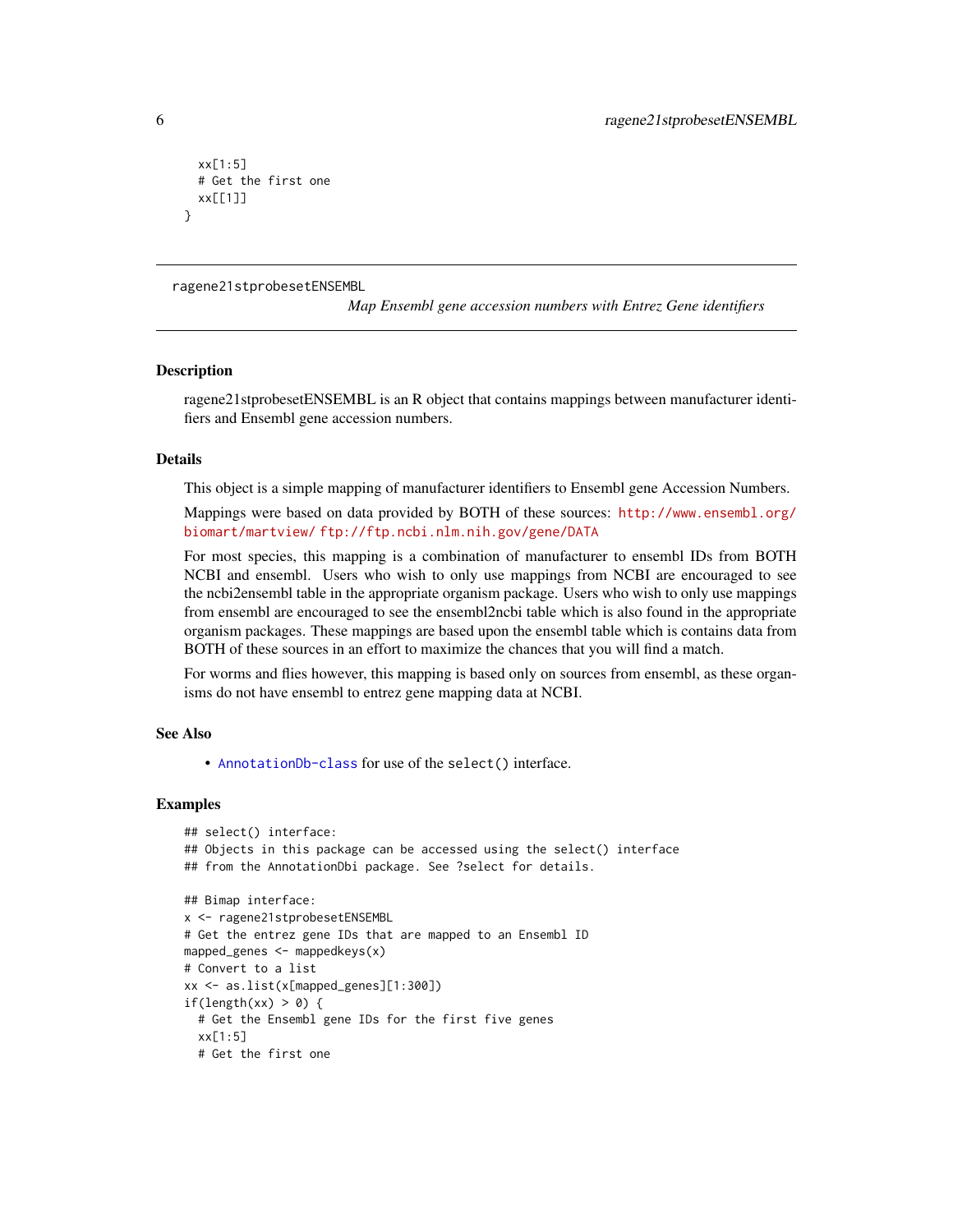```
  xx[1:5]
  # Get the first one
  xx[[1]]
}
```

---

ragene21stprobesetENSEMBL    *Map Ensembl gene accession numbers with Entrez Gene identifiers*

---

## Description

ragene21stprobesetENSEMBL is an R object that contains mappings between manufacturer identifiers and Ensembl gene accession numbers.

## Details

This object is a simple mapping of manufacturer identifiers to Ensembl gene Accession Numbers.

Mappings were based on data provided by BOTH of these sources: http://www.ensembl.org/biomart/martview/ ftp://ftp.ncbi.nlm.nih.gov/gene/DATA

For most species, this mapping is a combination of manufacturer to ensembl IDs from BOTH NCBI and ensembl. Users who wish to only use mappings from NCBI are encouraged to see the ncbi2ensembl table in the appropriate organism package. Users who wish to only use mappings from ensembl are encouraged to see the ensembl2ncbi table which is also found in the appropriate organism packages. These mappings are based upon the ensembl table which is contains data from BOTH of these sources in an effort to maximize the chances that you will find a match.

For worms and flies however, this mapping is based only on sources from ensembl, as these organisms do not have ensembl to entrez gene mapping data at NCBI.

## See Also

- `AnnotationDb-class` for use of the `select()` interface.

## Examples

```
## select() interface:
## Objects in this package can be accessed using the select() interface
## from the AnnotationDbi package. See ?select for details.

## Bimap interface:
x <- ragene21stprobesetENSEMBL
# Get the entrez gene IDs that are mapped to an Ensembl ID
mapped_genes <- mappedkeys(x)
# Convert to a list
xx <- as.list(x[mapped_genes][1:300])
if(length(xx) > 0) {
  # Get the Ensembl gene IDs for the first five genes
  xx[1:5]
  # Get the first one
```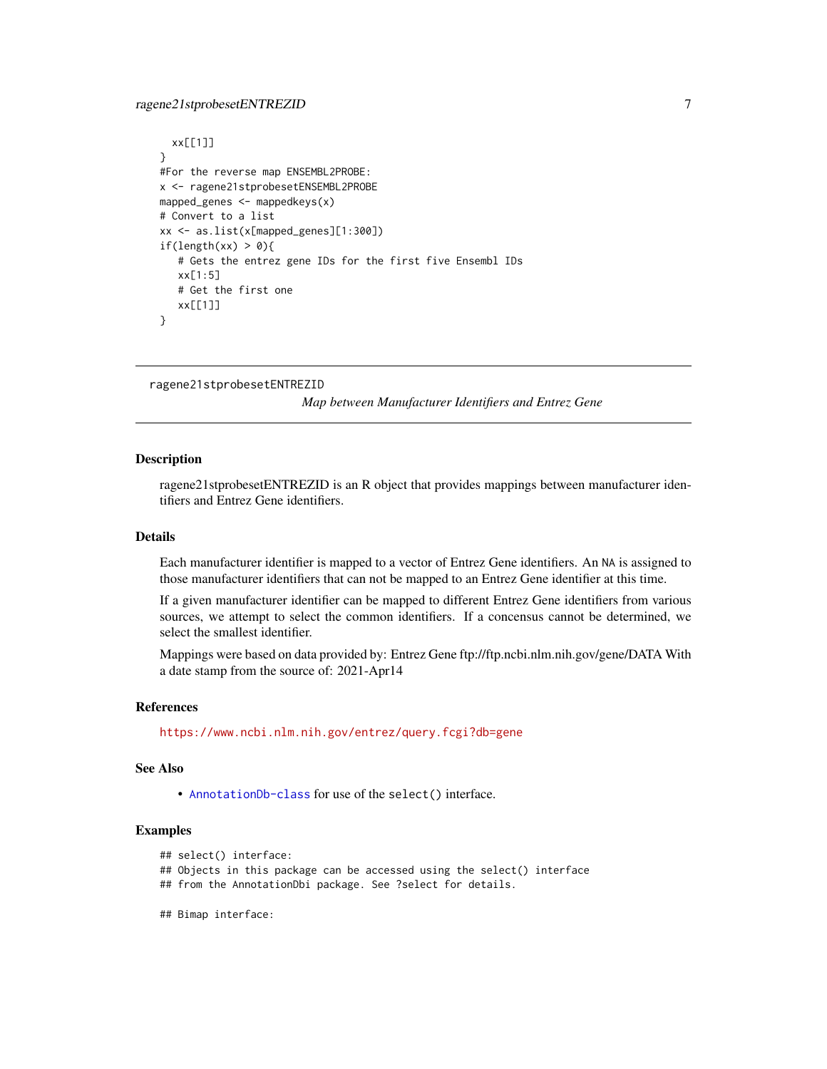```
  xx[[1]]
}
#For the reverse map ENSEMBL2PROBE:
x <- ragene21stprobesetENSEMBL2PROBE
mapped_genes <- mappedkeys(x)
# Convert to a list
xx <- as.list(x[mapped_genes][1:300])
if(length(xx) > 0){
   # Gets the entrez gene IDs for the first five Ensembl IDs
   xx[1:5]
   # Get the first one
   xx[[1]]
}
```

---

ragene21stprobesetENTREZID *Map between Manufacturer Identifiers and Entrez Gene*

---

## Description

ragene21stprobesetENTREZID is an R object that provides mappings between manufacturer identifiers and Entrez Gene identifiers.

## Details

Each manufacturer identifier is mapped to a vector of Entrez Gene identifiers. An NA is assigned to those manufacturer identifiers that can not be mapped to an Entrez Gene identifier at this time.

If a given manufacturer identifier can be mapped to different Entrez Gene identifiers from various sources, we attempt to select the common identifiers. If a concensus cannot be determined, we select the smallest identifier.

Mappings were based on data provided by: Entrez Gene ftp://ftp.ncbi.nlm.nih.gov/gene/DATA With a date stamp from the source of: 2021-Apr14

## References

https://www.ncbi.nlm.nih.gov/entrez/query.fcgi?db=gene

## See Also

- AnnotationDb-class for use of the select() interface.

## Examples

```
## select() interface:
## Objects in this package can be accessed using the select() interface
## from the AnnotationDbi package. See ?select for details.

## Bimap interface:
```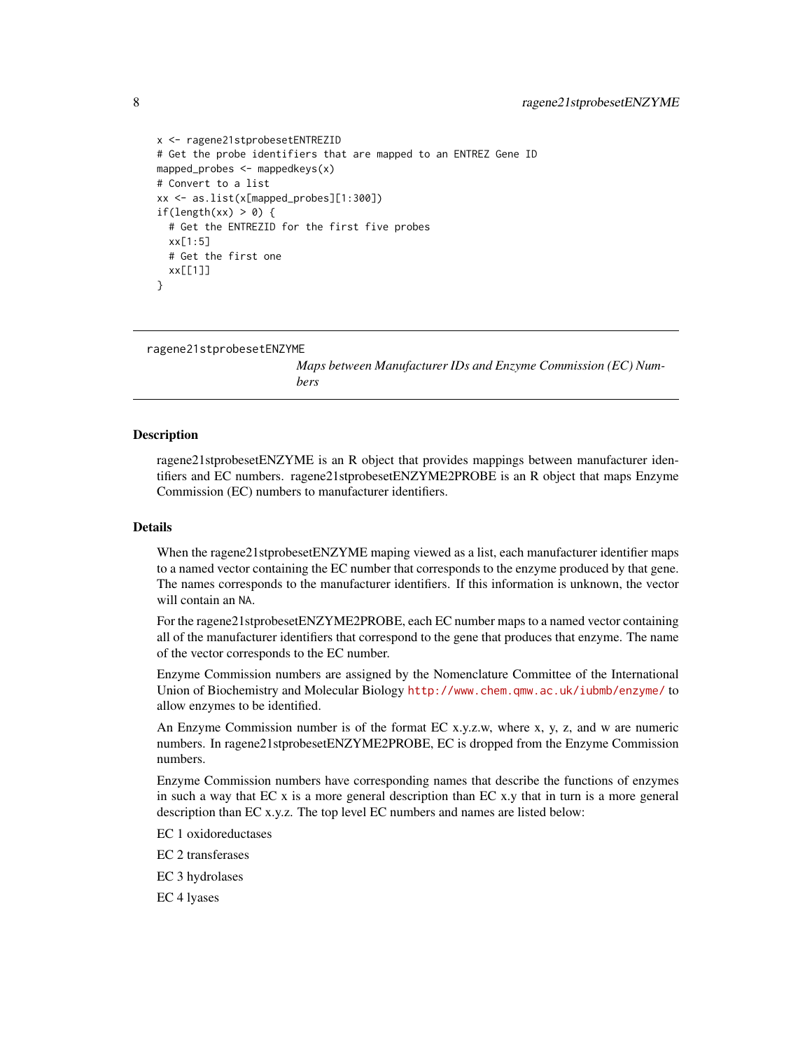```
x <- ragene21stprobesetENTREZID
# Get the probe identifiers that are mapped to an ENTREZ Gene ID
mapped_probes <- mappedkeys(x)
# Convert to a list
xx <- as.list(x[mapped_probes][1:300])
if(length(xx) > 0) {
  # Get the ENTREZID for the first five probes
  xx[1:5]
  # Get the first one
  xx[[1]]
}
```

---

ragene21stprobesetENZYME    *Maps between Manufacturer IDs and Enzyme Commission (EC) Numbers*

---

## Description

ragene21stprobesetENZYME is an R object that provides mappings between manufacturer identifiers and EC numbers. ragene21stprobesetENZYME2PROBE is an R object that maps Enzyme Commission (EC) numbers to manufacturer identifiers.

## Details

When the ragene21stprobesetENZYME maping viewed as a list, each manufacturer identifier maps to a named vector containing the EC number that corresponds to the enzyme produced by that gene. The names corresponds to the manufacturer identifiers. If this information is unknown, the vector will contain an `NA`.

For the ragene21stprobesetENZYME2PROBE, each EC number maps to a named vector containing all of the manufacturer identifiers that correspond to the gene that produces that enzyme. The name of the vector corresponds to the EC number.

Enzyme Commission numbers are assigned by the Nomenclature Committee of the International Union of Biochemistry and Molecular Biology http://www.chem.qmw.ac.uk/iubmb/enzyme/ to allow enzymes to be identified.

An Enzyme Commission number is of the format EC x.y.z.w, where x, y, z, and w are numeric numbers. In ragene21stprobesetENZYME2PROBE, EC is dropped from the Enzyme Commission numbers.

Enzyme Commission numbers have corresponding names that describe the functions of enzymes in such a way that EC x is a more general description than EC x.y that in turn is a more general description than EC x.y.z. The top level EC numbers and names are listed below:

EC 1 oxidoreductases

EC 2 transferases

EC 3 hydrolases

EC 4 lyases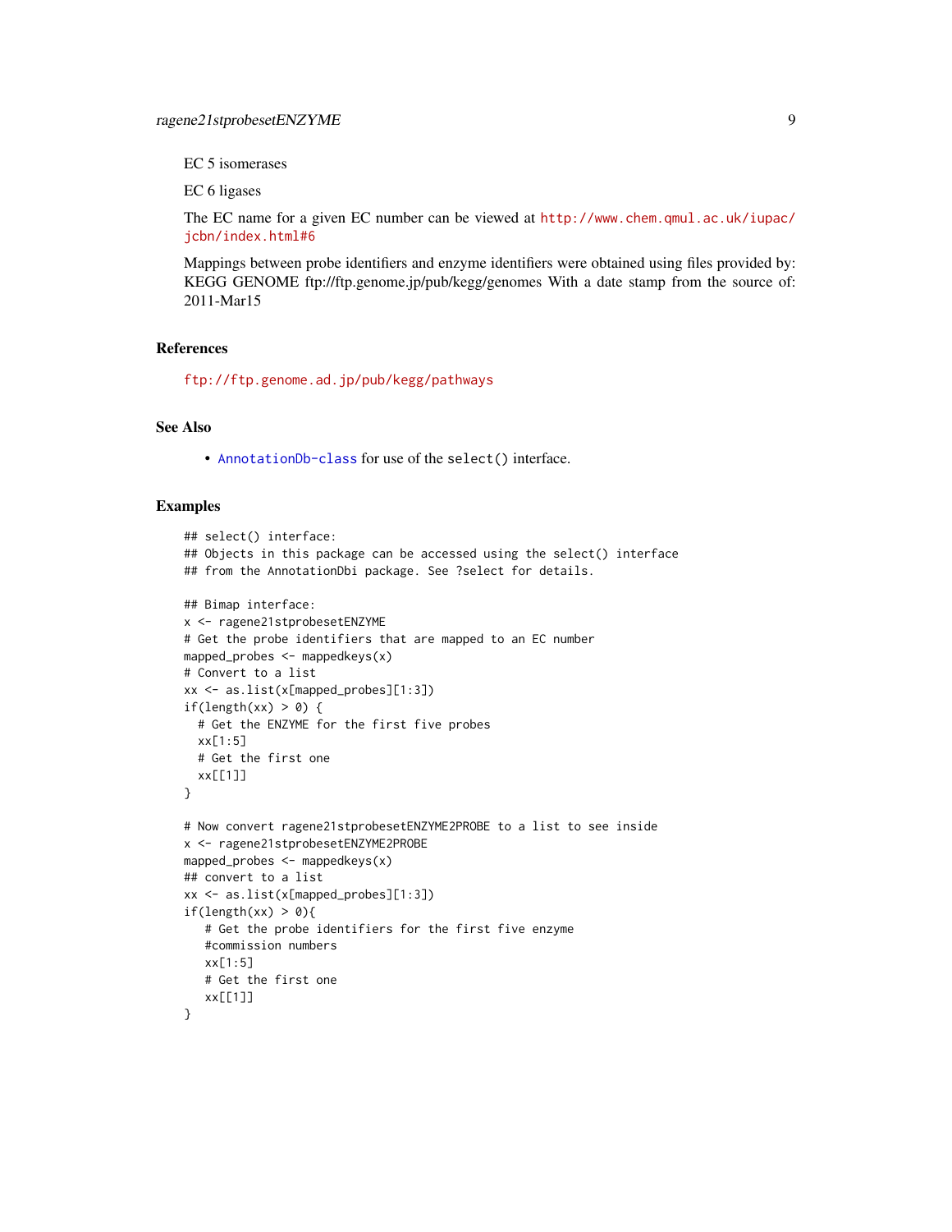EC 5 isomerases

EC 6 ligases

The EC name for a given EC number can be viewed at http://www.chem.qmul.ac.uk/iupac/jcbn/index.html#6

Mappings between probe identifiers and enzyme identifiers were obtained using files provided by: KEGG GENOME ftp://ftp.genome.jp/pub/kegg/genomes With a date stamp from the source of: 2011-Mar15

## References

ftp://ftp.genome.ad.jp/pub/kegg/pathways

## See Also

- AnnotationDb-class for use of the select() interface.

## Examples

```
## select() interface:
## Objects in this package can be accessed using the select() interface
## from the AnnotationDbi package. See ?select for details.

## Bimap interface:
x <- ragene21stprobesetENZYME
# Get the probe identifiers that are mapped to an EC number
mapped_probes <- mappedkeys(x)
# Convert to a list
xx <- as.list(x[mapped_probes][1:3])
if(length(xx) > 0) {
  # Get the ENZYME for the first five probes
  xx[1:5]
  # Get the first one
  xx[[1]]
}

# Now convert ragene21stprobesetENZYME2PROBE to a list to see inside
x <- ragene21stprobesetENZYME2PROBE
mapped_probes <- mappedkeys(x)
## convert to a list
xx <- as.list(x[mapped_probes][1:3])
if(length(xx) > 0){
   # Get the probe identifiers for the first five enzyme
   #commission numbers
   xx[1:5]
   # Get the first one
   xx[[1]]
}
```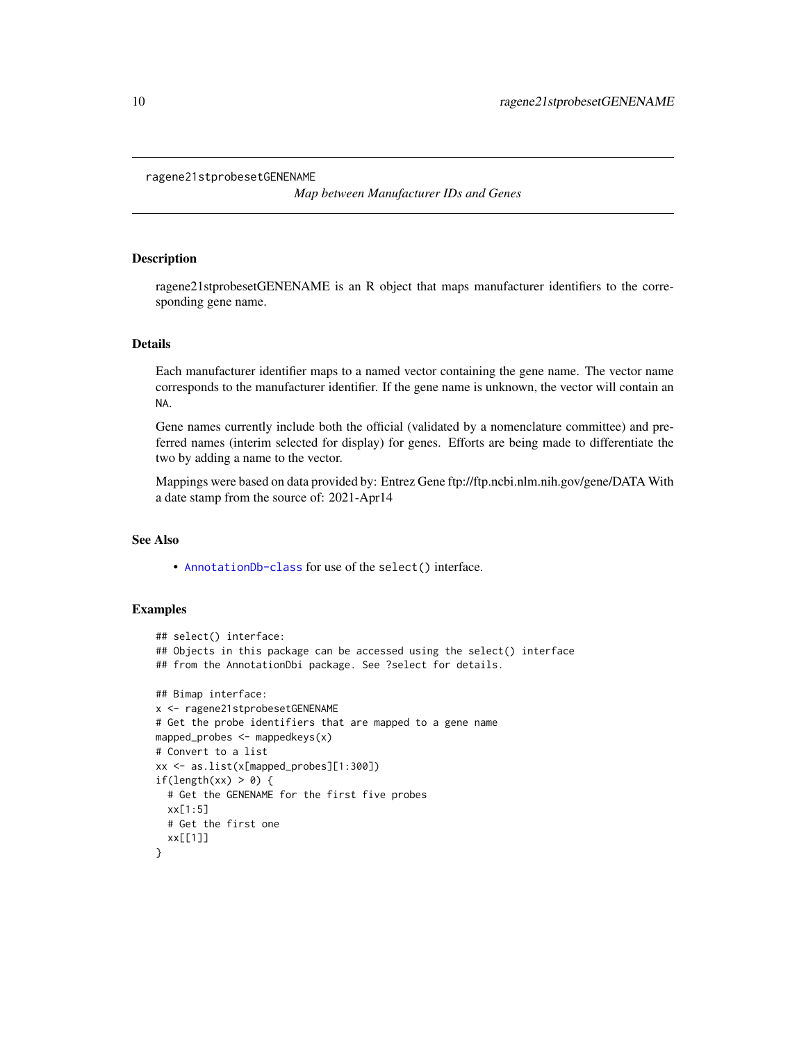ragene21stprobesetGENENAME

*Map between Manufacturer IDs and Genes*

## Description

ragene21stprobesetGENENAME is an R object that maps manufacturer identifiers to the corresponding gene name.

## Details

Each manufacturer identifier maps to a named vector containing the gene name. The vector name corresponds to the manufacturer identifier. If the gene name is unknown, the vector will contain an NA.

Gene names currently include both the official (validated by a nomenclature committee) and preferred names (interim selected for display) for genes. Efforts are being made to differentiate the two by adding a name to the vector.

Mappings were based on data provided by: Entrez Gene ftp://ftp.ncbi.nlm.nih.gov/gene/DATA With a date stamp from the source of: 2021-Apr14

## See Also

- AnnotationDb-class for use of the select() interface.

## Examples

```
## select() interface:
## Objects in this package can be accessed using the select() interface
## from the AnnotationDbi package. See ?select for details.

## Bimap interface:
x <- ragene21stprobesetGENENAME
# Get the probe identifiers that are mapped to a gene name
mapped_probes <- mappedkeys(x)
# Convert to a list
xx <- as.list(x[mapped_probes][1:300])
if(length(xx) > 0) {
  # Get the GENENAME for the first five probes
  xx[1:5]
  # Get the first one
  xx[[1]]
}
```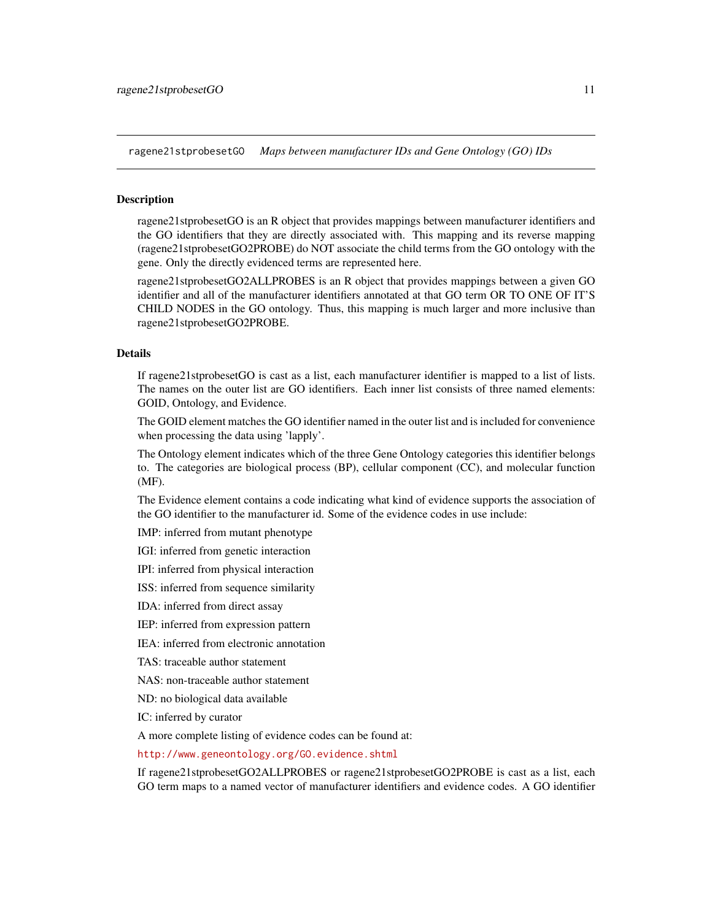ragene21stprobesetGO *Maps between manufacturer IDs and Gene Ontology (GO) IDs*

## Description

ragene21stprobesetGO is an R object that provides mappings between manufacturer identifiers and the GO identifiers that they are directly associated with. This mapping and its reverse mapping (ragene21stprobesetGO2PROBE) do NOT associate the child terms from the GO ontology with the gene. Only the directly evidenced terms are represented here.

ragene21stprobesetGO2ALLPROBES is an R object that provides mappings between a given GO identifier and all of the manufacturer identifiers annotated at that GO term OR TO ONE OF IT'S CHILD NODES in the GO ontology. Thus, this mapping is much larger and more inclusive than ragene21stprobesetGO2PROBE.

## Details

If ragene21stprobesetGO is cast as a list, each manufacturer identifier is mapped to a list of lists. The names on the outer list are GO identifiers. Each inner list consists of three named elements: GOID, Ontology, and Evidence.

The GOID element matches the GO identifier named in the outer list and is included for convenience when processing the data using 'lapply'.

The Ontology element indicates which of the three Gene Ontology categories this identifier belongs to. The categories are biological process (BP), cellular component (CC), and molecular function (MF).

The Evidence element contains a code indicating what kind of evidence supports the association of the GO identifier to the manufacturer id. Some of the evidence codes in use include:

IMP: inferred from mutant phenotype

IGI: inferred from genetic interaction

IPI: inferred from physical interaction

ISS: inferred from sequence similarity

IDA: inferred from direct assay

IEP: inferred from expression pattern

IEA: inferred from electronic annotation

TAS: traceable author statement

NAS: non-traceable author statement

ND: no biological data available

IC: inferred by curator

A more complete listing of evidence codes can be found at:

http://www.geneontology.org/GO.evidence.shtml

If ragene21stprobesetGO2ALLPROBES or ragene21stprobesetGO2PROBE is cast as a list, each GO term maps to a named vector of manufacturer identifiers and evidence codes. A GO identifier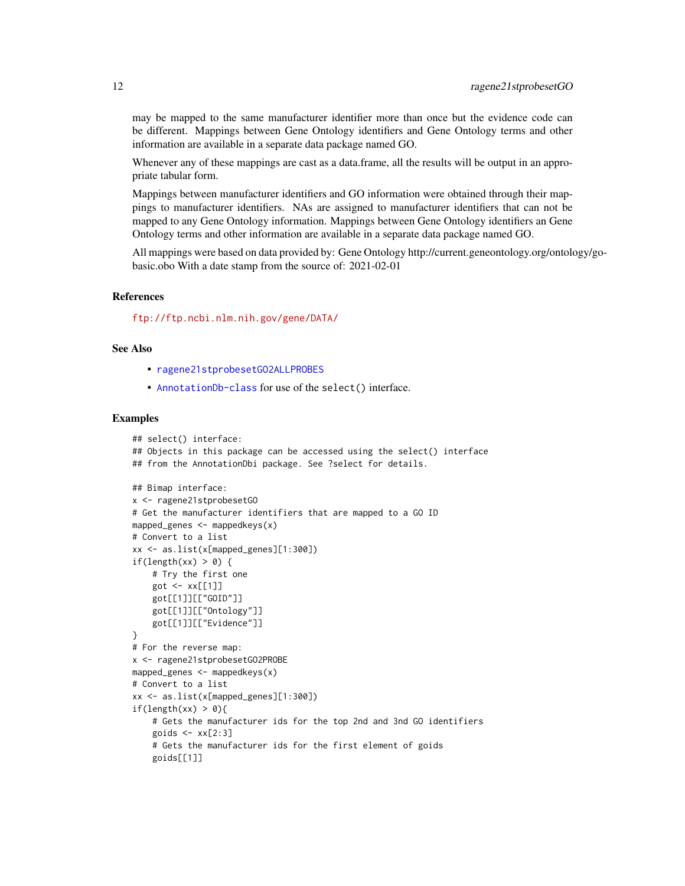may be mapped to the same manufacturer identifier more than once but the evidence code can be different. Mappings between Gene Ontology identifiers and Gene Ontology terms and other information are available in a separate data package named GO.

Whenever any of these mappings are cast as a data.frame, all the results will be output in an appropriate tabular form.

Mappings between manufacturer identifiers and GO information were obtained through their mappings to manufacturer identifiers. NAs are assigned to manufacturer identifiers that can not be mapped to any Gene Ontology information. Mappings between Gene Ontology identifiers an Gene Ontology terms and other information are available in a separate data package named GO.

All mappings were based on data provided by: Gene Ontology http://current.geneontology.org/ontology/go-basic.obo With a date stamp from the source of: 2021-02-01

### References

ftp://ftp.ncbi.nlm.nih.gov/gene/DATA/

### See Also

- ragene21stprobesetGO2ALLPROBES
- AnnotationDb-class for use of the `select()` interface.

### Examples

```
## select() interface:
## Objects in this package can be accessed using the select() interface
## from the AnnotationDbi package. See ?select for details.

## Bimap interface:
x <- ragene21stprobesetGO
# Get the manufacturer identifiers that are mapped to a GO ID
mapped_genes <- mappedkeys(x)
# Convert to a list
xx <- as.list(x[mapped_genes][1:300])
if(length(xx) > 0) {
    # Try the first one
    got <- xx[[1]]
    got[[1]][["GOID"]]
    got[[1]][["Ontology"]]
    got[[1]][["Evidence"]]
}
# For the reverse map:
x <- ragene21stprobesetGO2PROBE
mapped_genes <- mappedkeys(x)
# Convert to a list
xx <- as.list(x[mapped_genes][1:300])
if(length(xx) > 0){
    # Gets the manufacturer ids for the top 2nd and 3nd GO identifiers
    goids <- xx[2:3]
    # Gets the manufacturer ids for the first element of goids
    goids[[1]]
```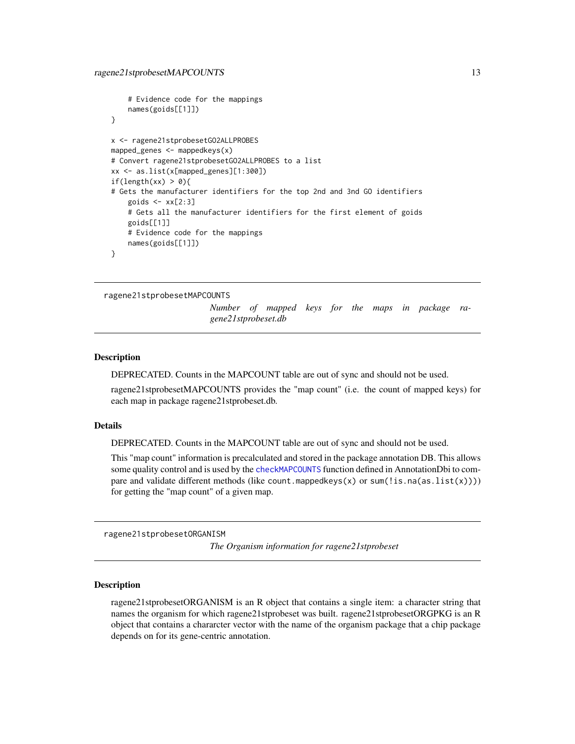```
    # Evidence code for the mappings
    names(goids[[1]])
}

x <- ragene21stprobesetGO2ALLPROBES
mapped_genes <- mappedkeys(x)
# Convert ragene21stprobesetGO2ALLPROBES to a list
xx <- as.list(x[mapped_genes][1:300])
if(length(xx) > 0){
# Gets the manufacturer identifiers for the top 2nd and 3nd GO identifiers
    goids <- xx[2:3]
    # Gets all the manufacturer identifiers for the first element of goids
    goids[[1]]
    # Evidence code for the mappings
    names(goids[[1]])
}
```

## ragene21stprobesetMAPCOUNTS

*Number of mapped keys for the maps in package ragene21stprobeset.db*

### Description

DEPRECATED. Counts in the MAPCOUNT table are out of sync and should not be used.

ragene21stprobesetMAPCOUNTS provides the "map count" (i.e. the count of mapped keys) for each map in package ragene21stprobeset.db.

### Details

DEPRECATED. Counts in the MAPCOUNT table are out of sync and should not be used.

This "map count" information is precalculated and stored in the package annotation DB. This allows some quality control and is used by the `checkMAPCOUNTS` function defined in AnnotationDbi to compare and validate different methods (like `count.mappedkeys(x)` or `sum(!is.na(as.list(x)))`) for getting the "map count" of a given map.

## ragene21stprobesetORGANISM

*The Organism information for ragene21stprobeset*

### Description

ragene21stprobesetORGANISM is an R object that contains a single item: a character string that names the organism for which ragene21stprobeset was built. ragene21stprobesetORGPKG is an R object that contains a chararcter vector with the name of the organism package that a chip package depends on for its gene-centric annotation.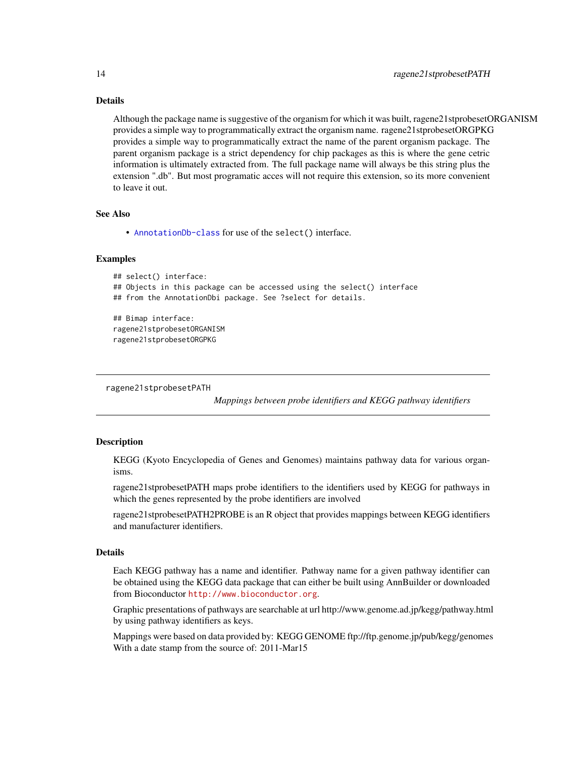## Details

Although the package name is suggestive of the organism for which it was built, ragene21stprobesetORGANISM provides a simple way to programmatically extract the organism name. ragene21stprobesetORGPKG provides a simple way to programmatically extract the name of the parent organism package. The parent organism package is a strict dependency for chip packages as this is where the gene cetric information is ultimately extracted from. The full package name will always be this string plus the extension ".db". But most programatic acces will not require this extension, so its more convenient to leave it out.

## See Also

- AnnotationDb-class for use of the select() interface.

## Examples

```
## select() interface:
## Objects in this package can be accessed using the select() interface
## from the AnnotationDbi package. See ?select for details.

## Bimap interface:
ragene21stprobesetORGANISM
ragene21stprobesetORGPKG
```

---

ragene21stprobesetPATH

*Mappings between probe identifiers and KEGG pathway identifiers*

---

## Description

KEGG (Kyoto Encyclopedia of Genes and Genomes) maintains pathway data for various organisms.

ragene21stprobesetPATH maps probe identifiers to the identifiers used by KEGG for pathways in which the genes represented by the probe identifiers are involved

ragene21stprobesetPATH2PROBE is an R object that provides mappings between KEGG identifiers and manufacturer identifiers.

## Details

Each KEGG pathway has a name and identifier. Pathway name for a given pathway identifier can be obtained using the KEGG data package that can either be built using AnnBuilder or downloaded from Bioconductor http://www.bioconductor.org.

Graphic presentations of pathways are searchable at url http://www.genome.ad.jp/kegg/pathway.html by using pathway identifiers as keys.

Mappings were based on data provided by: KEGG GENOME ftp://ftp.genome.jp/pub/kegg/genomes With a date stamp from the source of: 2011-Mar15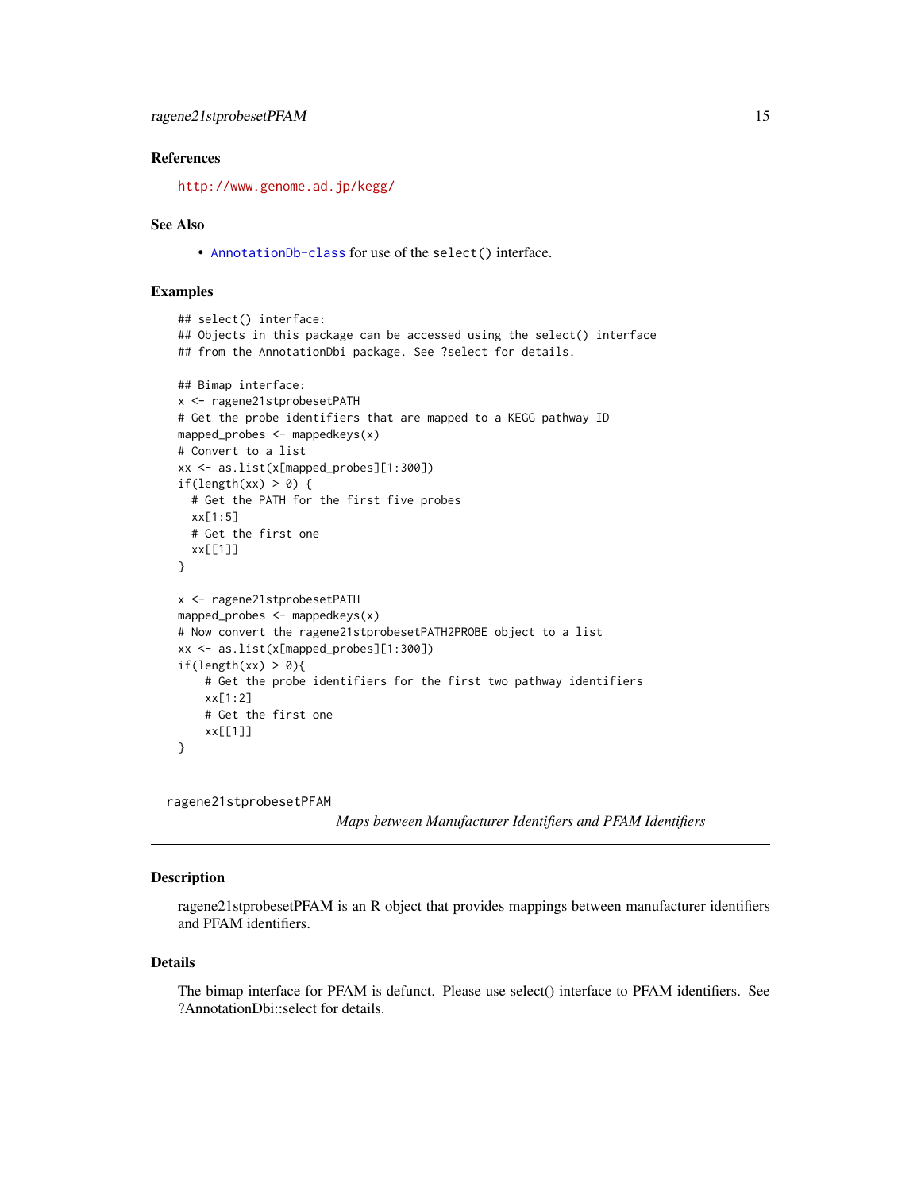### References

http://www.genome.ad.jp/kegg/

### See Also

- AnnotationDb-class for use of the select() interface.

### Examples

```
## select() interface:
## Objects in this package can be accessed using the select() interface
## from the AnnotationDbi package. See ?select for details.

## Bimap interface:
x <- ragene21stprobesetPATH
# Get the probe identifiers that are mapped to a KEGG pathway ID
mapped_probes <- mappedkeys(x)
# Convert to a list
xx <- as.list(x[mapped_probes][1:300])
if(length(xx) > 0) {
  # Get the PATH for the first five probes
  xx[1:5]
  # Get the first one
  xx[[1]]
}

x <- ragene21stprobesetPATH
mapped_probes <- mappedkeys(x)
# Now convert the ragene21stprobesetPATH2PROBE object to a list
xx <- as.list(x[mapped_probes][1:300])
if(length(xx) > 0){
    # Get the probe identifiers for the first two pathway identifiers
    xx[1:2]
    # Get the first one
    xx[[1]]
}
```

---

## ragene21stprobesetPFAM

*Maps between Manufacturer Identifiers and PFAM Identifiers*

---

### Description

ragene21stprobesetPFAM is an R object that provides mappings between manufacturer identifiers and PFAM identifiers.

### Details

The bimap interface for PFAM is defunct. Please use select() interface to PFAM identifiers. See ?AnnotationDbi::select for details.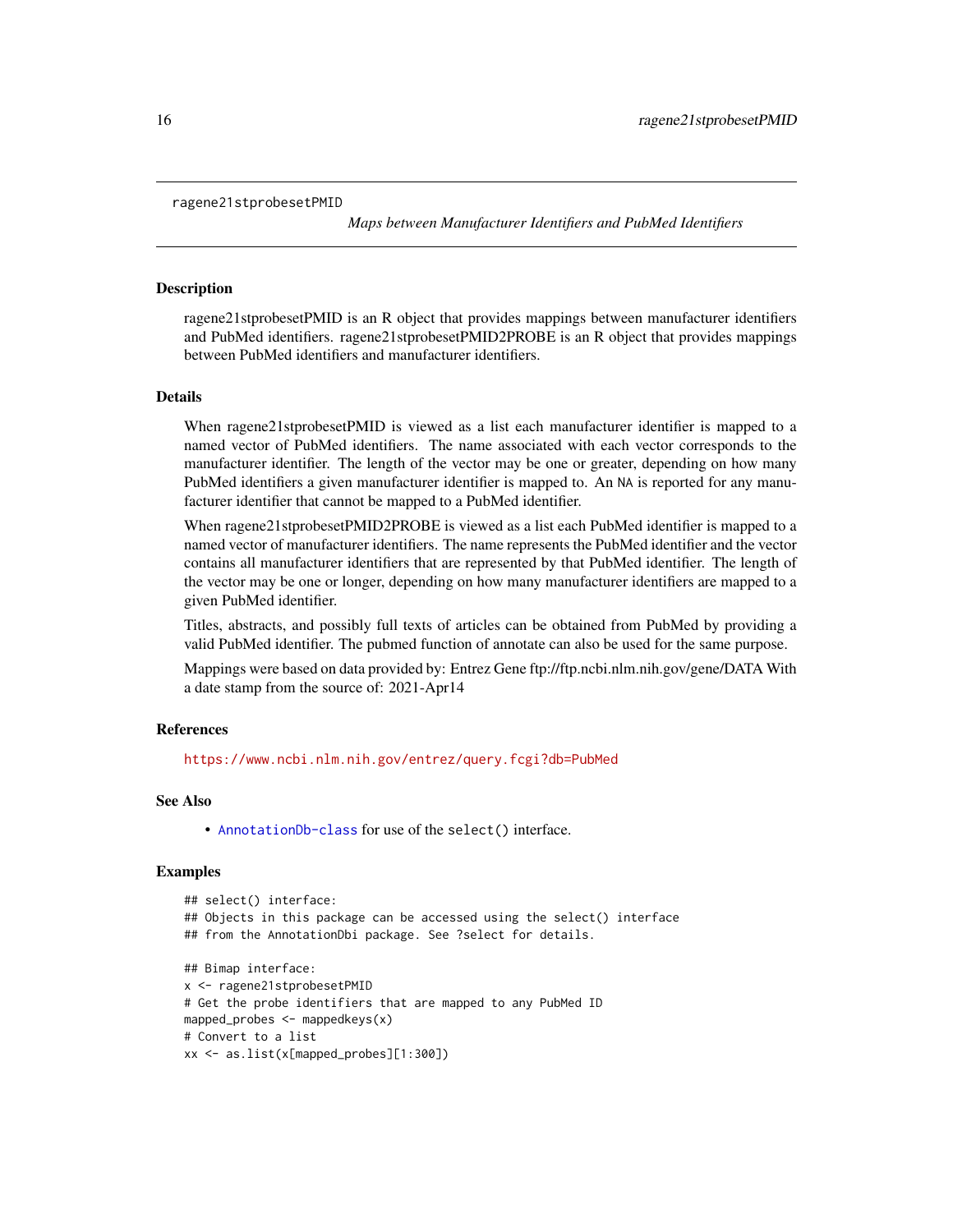ragene21stprobesetPMID

*Maps between Manufacturer Identifiers and PubMed Identifiers*

## Description

ragene21stprobesetPMID is an R object that provides mappings between manufacturer identifiers and PubMed identifiers. ragene21stprobesetPMID2PROBE is an R object that provides mappings between PubMed identifiers and manufacturer identifiers.

## Details

When ragene21stprobesetPMID is viewed as a list each manufacturer identifier is mapped to a named vector of PubMed identifiers. The name associated with each vector corresponds to the manufacturer identifier. The length of the vector may be one or greater, depending on how many PubMed identifiers a given manufacturer identifier is mapped to. An NA is reported for any manufacturer identifier that cannot be mapped to a PubMed identifier.

When ragene21stprobesetPMID2PROBE is viewed as a list each PubMed identifier is mapped to a named vector of manufacturer identifiers. The name represents the PubMed identifier and the vector contains all manufacturer identifiers that are represented by that PubMed identifier. The length of the vector may be one or longer, depending on how many manufacturer identifiers are mapped to a given PubMed identifier.

Titles, abstracts, and possibly full texts of articles can be obtained from PubMed by providing a valid PubMed identifier. The pubmed function of annotate can also be used for the same purpose.

Mappings were based on data provided by: Entrez Gene ftp://ftp.ncbi.nlm.nih.gov/gene/DATA With a date stamp from the source of: 2021-Apr14

## References

https://www.ncbi.nlm.nih.gov/entrez/query.fcgi?db=PubMed

## See Also

- AnnotationDb-class for use of the select() interface.

## Examples

```
## select() interface:
## Objects in this package can be accessed using the select() interface
## from the AnnotationDbi package. See ?select for details.

## Bimap interface:
x <- ragene21stprobesetPMID
# Get the probe identifiers that are mapped to any PubMed ID
mapped_probes <- mappedkeys(x)
# Convert to a list
xx <- as.list(x[mapped_probes][1:300])
```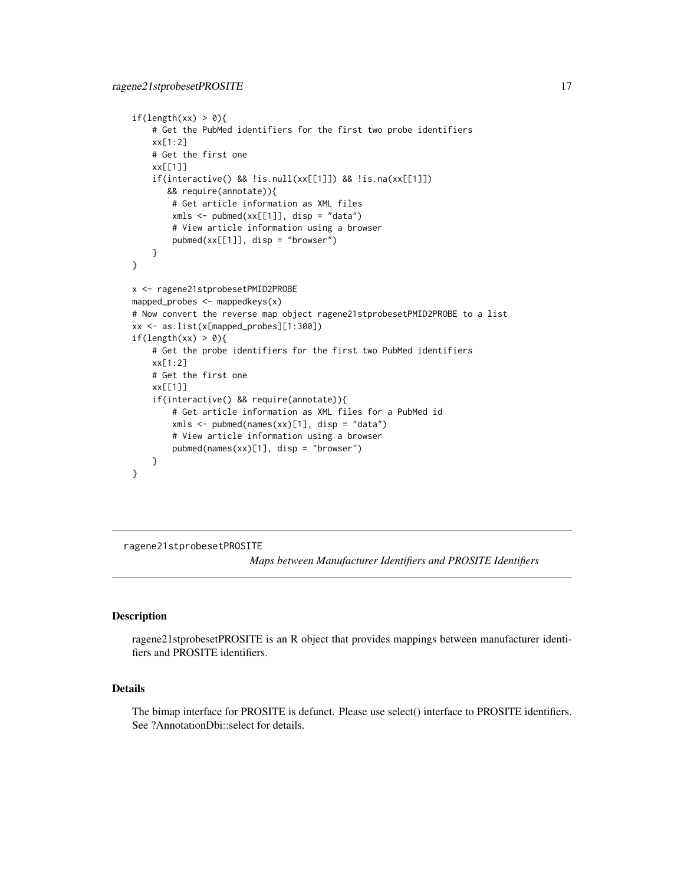```
if(length(xx) > 0){
    # Get the PubMed identifiers for the first two probe identifiers
    xx[1:2]
    # Get the first one
    xx[[1]]
    if(interactive() && !is.null(xx[[1]]) && !is.na(xx[[1]])
       && require(annotate)){
        # Get article information as XML files
        xmls <- pubmed(xx[[1]], disp = "data")
        # View article information using a browser
        pubmed(xx[[1]], disp = "browser")
    }
}

x <- ragene21stprobesetPMID2PROBE
mapped_probes <- mappedkeys(x)
# Now convert the reverse map object ragene21stprobesetPMID2PROBE to a list
xx <- as.list(x[mapped_probes][1:300])
if(length(xx) > 0){
    # Get the probe identifiers for the first two PubMed identifiers
    xx[1:2]
    # Get the first one
    xx[[1]]
    if(interactive() && require(annotate)){
        # Get article information as XML files for a PubMed id
        xmls <- pubmed(names(xx)[1], disp = "data")
        # View article information using a browser
        pubmed(names(xx)[1], disp = "browser")
    }
}
```

---

## ragene21stprobesetPROSITE

*Maps between Manufacturer Identifiers and PROSITE Identifiers*

---

### Description

ragene21stprobesetPROSITE is an R object that provides mappings between manufacturer identifiers and PROSITE identifiers.

### Details

The bimap interface for PROSITE is defunct. Please use select() interface to PROSITE identifiers. See ?AnnotationDbi::select for details.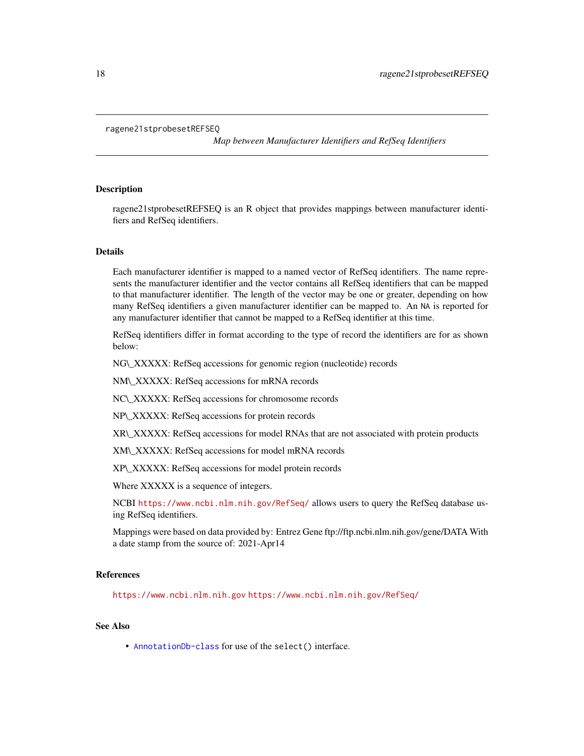ragene21stprobesetREFSEQ

*Map between Manufacturer Identifiers and RefSeq Identifiers*

## Description

ragene21stprobesetREFSEQ is an R object that provides mappings between manufacturer identifiers and RefSeq identifiers.

## Details

Each manufacturer identifier is mapped to a named vector of RefSeq identifiers. The name represents the manufacturer identifier and the vector contains all RefSeq identifiers that can be mapped to that manufacturer identifier. The length of the vector may be one or greater, depending on how many RefSeq identifiers a given manufacturer identifier can be mapped to. An NA is reported for any manufacturer identifier that cannot be mapped to a RefSeq identifier at this time.

RefSeq identifiers differ in format according to the type of record the identifiers are for as shown below:

NG\_XXXXX: RefSeq accessions for genomic region (nucleotide) records

NM\_XXXXX: RefSeq accessions for mRNA records

NC\_XXXXX: RefSeq accessions for chromosome records

NP\_XXXXX: RefSeq accessions for protein records

XR\_XXXXX: RefSeq accessions for model RNAs that are not associated with protein products

XM\_XXXXX: RefSeq accessions for model mRNA records

XP\_XXXXX: RefSeq accessions for model protein records

Where XXXXX is a sequence of integers.

NCBI https://www.ncbi.nlm.nih.gov/RefSeq/ allows users to query the RefSeq database using RefSeq identifiers.

Mappings were based on data provided by: Entrez Gene ftp://ftp.ncbi.nlm.nih.gov/gene/DATA With a date stamp from the source of: 2021-Apr14

## References

https://www.ncbi.nlm.nih.gov https://www.ncbi.nlm.nih.gov/RefSeq/

## See Also

- AnnotationDb-class for use of the select() interface.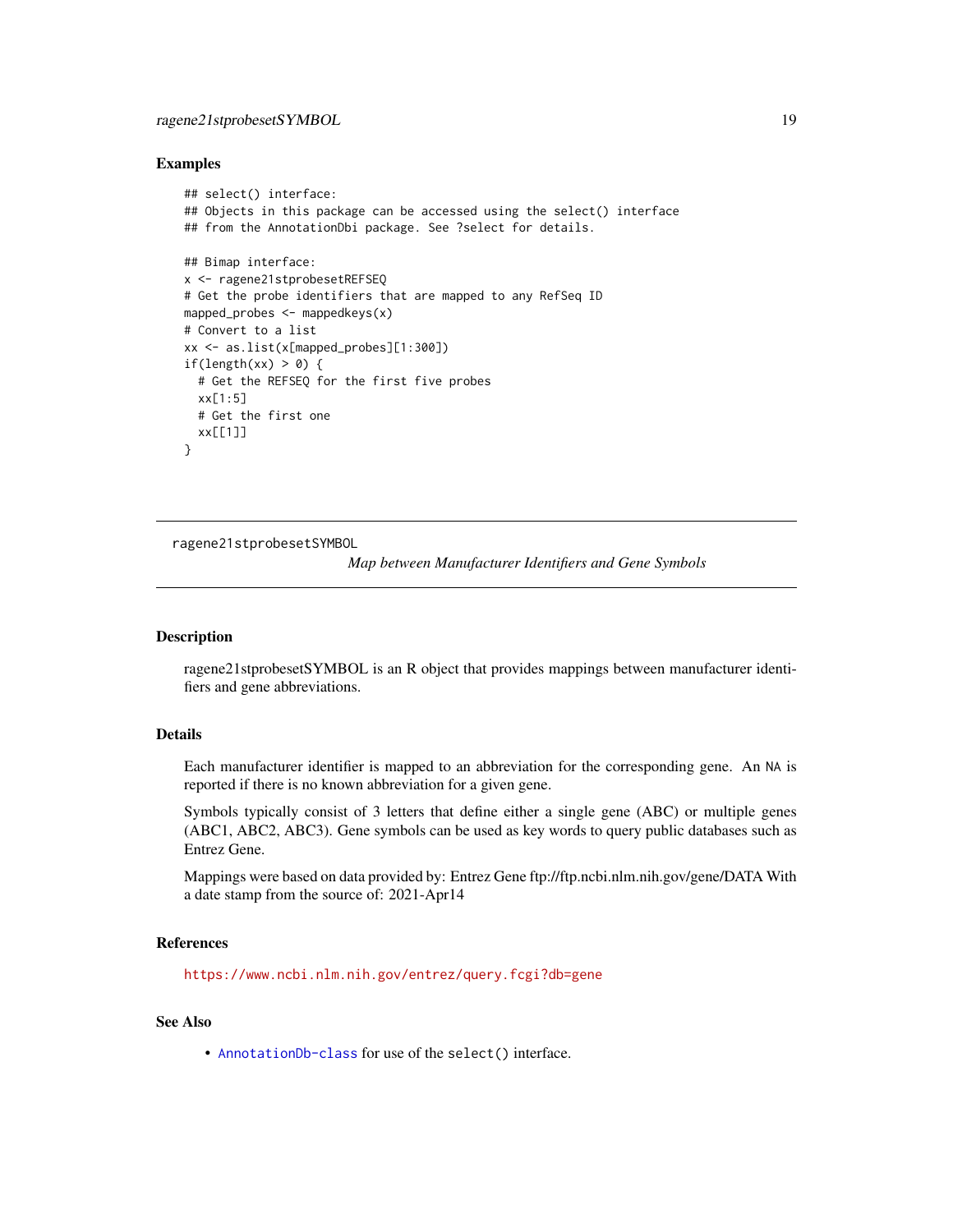## Examples

```
## select() interface:
## Objects in this package can be accessed using the select() interface
## from the AnnotationDbi package. See ?select for details.

## Bimap interface:
x <- ragene21stprobesetREFSEQ
# Get the probe identifiers that are mapped to any RefSeq ID
mapped_probes <- mappedkeys(x)
# Convert to a list
xx <- as.list(x[mapped_probes][1:300])
if(length(xx) > 0) {
  # Get the REFSEQ for the first five probes
  xx[1:5]
  # Get the first one
  xx[[1]]
}
```

---

# ragene21stprobesetSYMBOL

*Map between Manufacturer Identifiers and Gene Symbols*

---

## Description

ragene21stprobesetSYMBOL is an R object that provides mappings between manufacturer identifiers and gene abbreviations.

## Details

Each manufacturer identifier is mapped to an abbreviation for the corresponding gene. An `NA` is reported if there is no known abbreviation for a given gene.

Symbols typically consist of 3 letters that define either a single gene (ABC) or multiple genes (ABC1, ABC2, ABC3). Gene symbols can be used as key words to query public databases such as Entrez Gene.

Mappings were based on data provided by: Entrez Gene ftp://ftp.ncbi.nlm.nih.gov/gene/DATA With a date stamp from the source of: 2021-Apr14

## References

https://www.ncbi.nlm.nih.gov/entrez/query.fcgi?db=gene

## See Also

- `AnnotationDb-class` for use of the `select()` interface.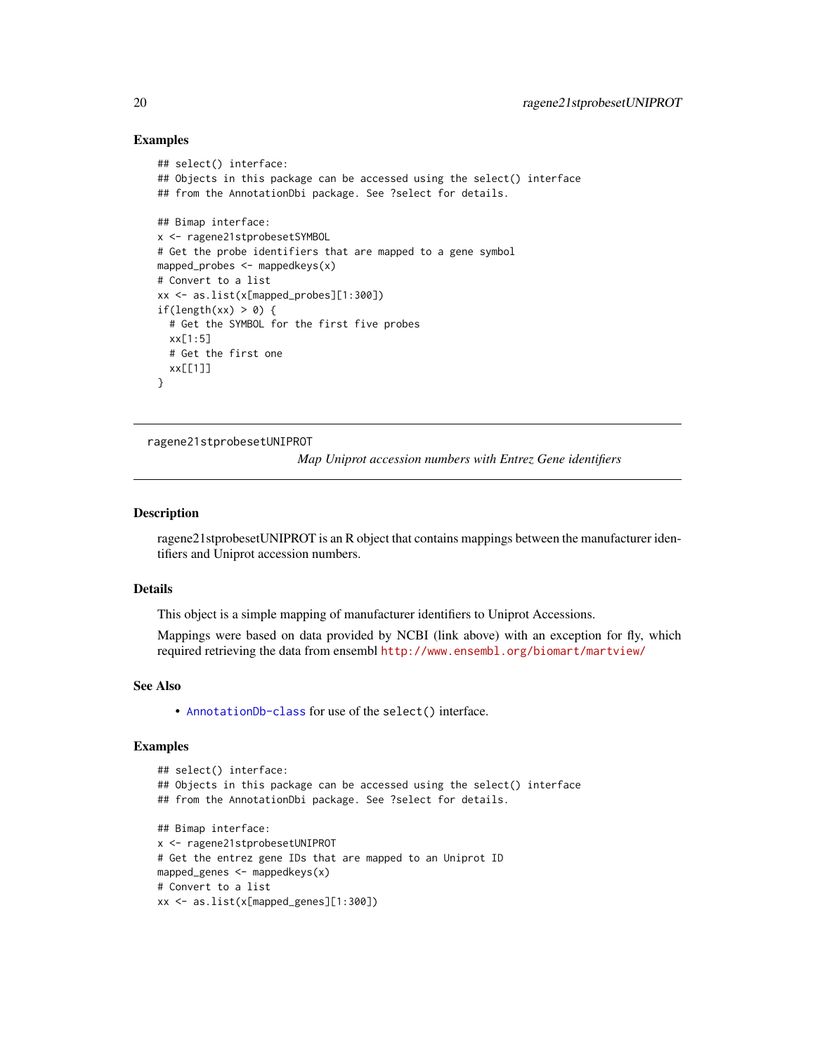## Examples

```
## select() interface:
## Objects in this package can be accessed using the select() interface
## from the AnnotationDbi package. See ?select for details.

## Bimap interface:
x <- ragene21stprobesetSYMBOL
# Get the probe identifiers that are mapped to a gene symbol
mapped_probes <- mappedkeys(x)
# Convert to a list
xx <- as.list(x[mapped_probes][1:300])
if(length(xx) > 0) {
  # Get the SYMBOL for the first five probes
  xx[1:5]
  # Get the first one
  xx[[1]]
}
```

---

ragene21stprobesetUNIPROT

*Map Uniprot accession numbers with Entrez Gene identifiers*

---

## Description

ragene21stprobesetUNIPROT is an R object that contains mappings between the manufacturer identifiers and Uniprot accession numbers.

## Details

This object is a simple mapping of manufacturer identifiers to Uniprot Accessions.

Mappings were based on data provided by NCBI (link above) with an exception for fly, which required retrieving the data from ensembl http://www.ensembl.org/biomart/martview/

## See Also

- AnnotationDb-class for use of the select() interface.

## Examples

```
## select() interface:
## Objects in this package can be accessed using the select() interface
## from the AnnotationDbi package. See ?select for details.

## Bimap interface:
x <- ragene21stprobesetUNIPROT
# Get the entrez gene IDs that are mapped to an Uniprot ID
mapped_genes <- mappedkeys(x)
# Convert to a list
xx <- as.list(x[mapped_genes][1:300])
```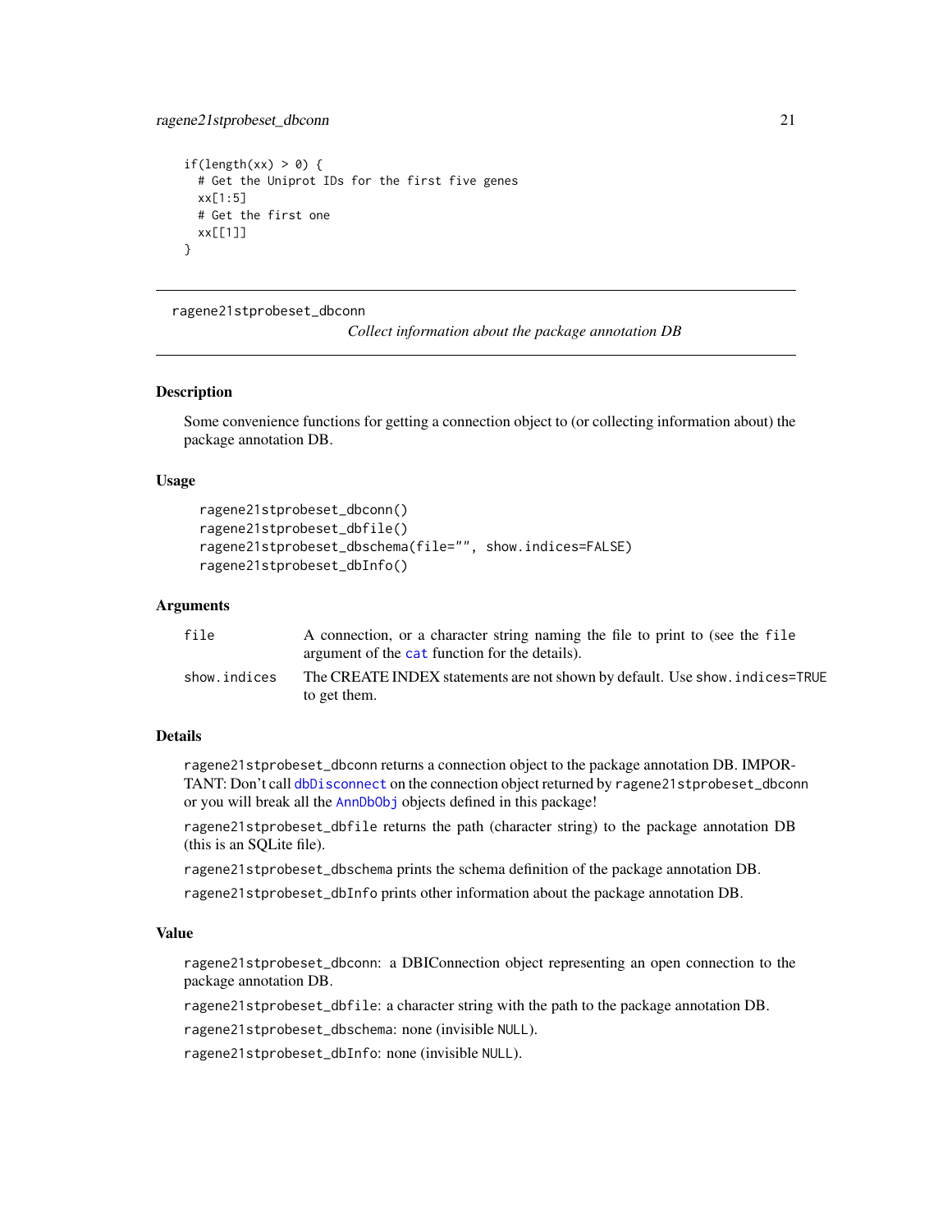```
if(length(xx) > 0) {
  # Get the Uniprot IDs for the first five genes
  xx[1:5]
  # Get the first one
  xx[[1]]
}
```

---

## ragene21stprobeset_dbconn

*Collect information about the package annotation DB*

---

### Description

Some convenience functions for getting a connection object to (or collecting information about) the package annotation DB.

### Usage

```
ragene21stprobeset_dbconn()
ragene21stprobeset_dbfile()
ragene21stprobeset_dbschema(file="", show.indices=FALSE)
ragene21stprobeset_dbInfo()
```

### Arguments

| | |
|---|---|
| file | A connection, or a character string naming the file to print to (see the file argument of the cat function for the details). |
| show.indices | The CREATE INDEX statements are not shown by default. Use show.indices=TRUE to get them. |

### Details

ragene21stprobeset_dbconn returns a connection object to the package annotation DB. IMPORTANT: Don't call dbDisconnect on the connection object returned by ragene21stprobeset_dbconn or you will break all the AnnDbObj objects defined in this package!

ragene21stprobeset_dbfile returns the path (character string) to the package annotation DB (this is an SQLite file).

ragene21stprobeset_dbschema prints the schema definition of the package annotation DB.

ragene21stprobeset_dbInfo prints other information about the package annotation DB.

### Value

ragene21stprobeset_dbconn: a DBIConnection object representing an open connection to the package annotation DB.

ragene21stprobeset_dbfile: a character string with the path to the package annotation DB.

ragene21stprobeset_dbschema: none (invisible NULL).

ragene21stprobeset_dbInfo: none (invisible NULL).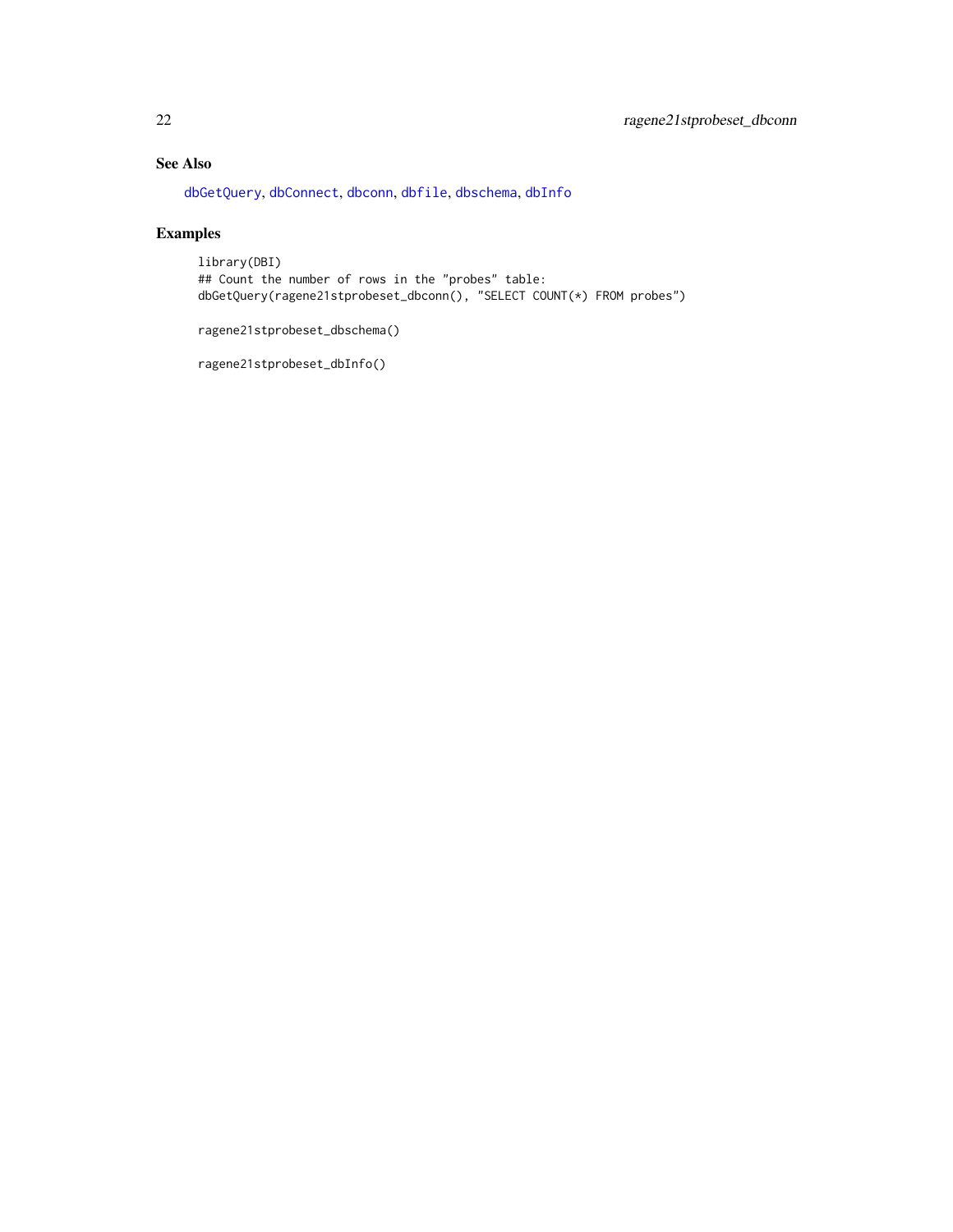## See Also

dbGetQuery, dbConnect, dbconn, dbfile, dbschema, dbInfo

## Examples

```
library(DBI)
## Count the number of rows in the "probes" table:
dbGetQuery(ragene21stprobeset_dbconn(), "SELECT COUNT(*) FROM probes")

ragene21stprobeset_dbschema()

ragene21stprobeset_dbInfo()
```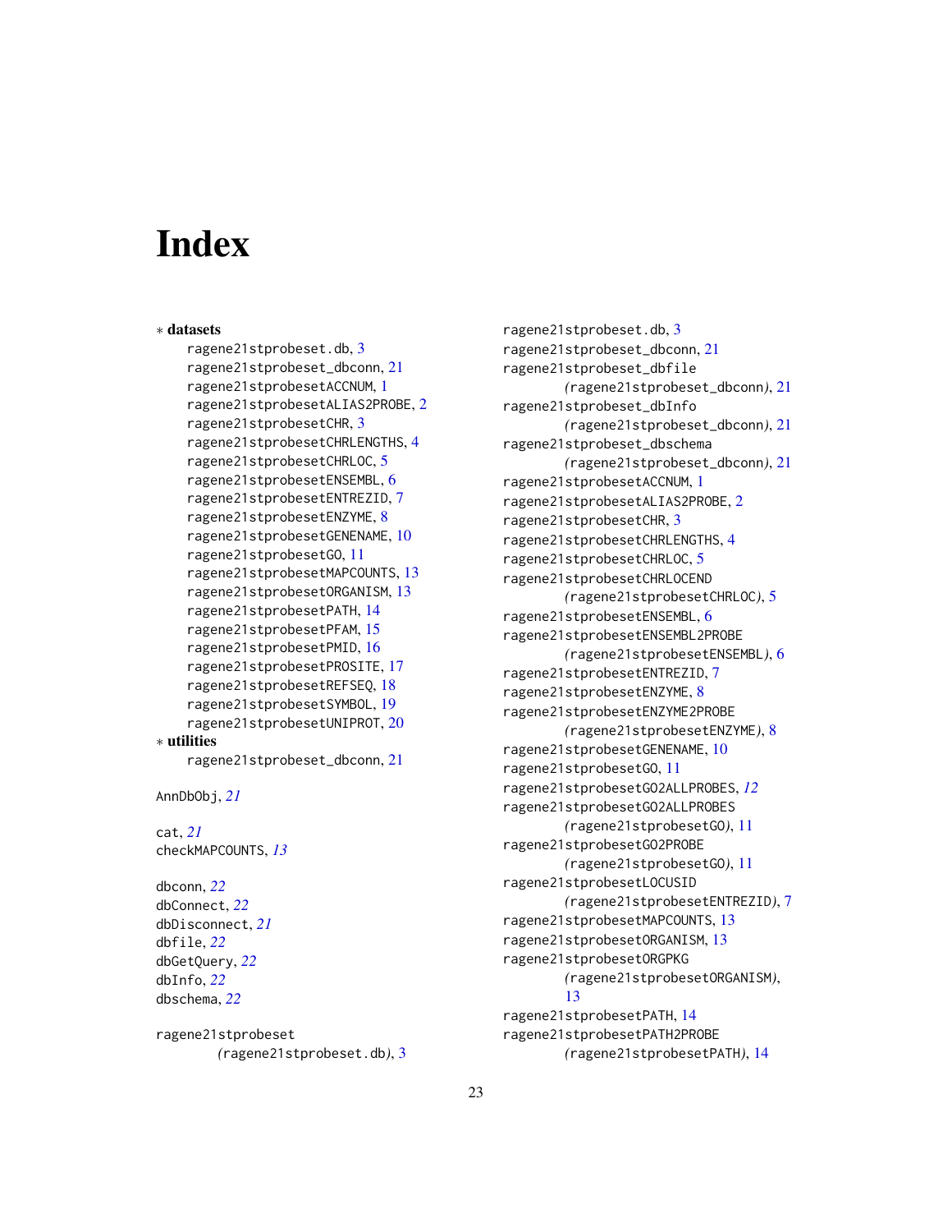# Index

∗ **datasets**

ragene21stprobeset.db, 3
ragene21stprobeset_dbconn, 21
ragene21stprobesetACCNUM, 1
ragene21stprobesetALIAS2PROBE, 2
ragene21stprobesetCHR, 3
ragene21stprobesetCHRLENGTHS, 4
ragene21stprobesetCHRLOC, 5
ragene21stprobesetENSEMBL, 6
ragene21stprobesetENTREZID, 7
ragene21stprobesetENZYME, 8
ragene21stprobesetGENENAME, 10
ragene21stprobesetGO, 11
ragene21stprobesetMAPCOUNTS, 13
ragene21stprobesetORGANISM, 13
ragene21stprobesetPATH, 14
ragene21stprobesetPFAM, 15
ragene21stprobesetPMID, 16
ragene21stprobesetPROSITE, 17
ragene21stprobesetREFSEQ, 18
ragene21stprobesetSYMBOL, 19
ragene21stprobesetUNIPROT, 20

∗ **utilities**

ragene21stprobeset_dbconn, 21

AnnDbObj, *21*

cat, *21*
checkMAPCOUNTS, *13*

dbconn, *22*
dbConnect, *22*
dbDisconnect, *21*
dbfile, *22*
dbGetQuery, *22*
dbInfo, *22*
dbschema, *22*

ragene21stprobeset (ragene21stprobeset.db), 3
ragene21stprobeset.db, 3
ragene21stprobeset_dbconn, 21
ragene21stprobeset_dbfile (ragene21stprobeset_dbconn), 21
ragene21stprobeset_dbInfo (ragene21stprobeset_dbconn), 21
ragene21stprobeset_dbschema (ragene21stprobeset_dbconn), 21
ragene21stprobesetACCNUM, 1
ragene21stprobesetALIAS2PROBE, 2
ragene21stprobesetCHR, 3
ragene21stprobesetCHRLENGTHS, 4
ragene21stprobesetCHRLOC, 5
ragene21stprobesetCHRLOCEND (ragene21stprobesetCHRLOC), 5
ragene21stprobesetENSEMBL, 6
ragene21stprobesetENSEMBL2PROBE (ragene21stprobesetENSEMBL), 6
ragene21stprobesetENTREZID, 7
ragene21stprobesetENZYME, 8
ragene21stprobesetENZYME2PROBE (ragene21stprobesetENZYME), 8
ragene21stprobesetGENENAME, 10
ragene21stprobesetGO, 11
ragene21stprobesetGO2ALLPROBES, *12*
ragene21stprobesetGO2ALLPROBES (ragene21stprobesetGO), 11
ragene21stprobesetGO2PROBE (ragene21stprobesetGO), 11
ragene21stprobesetLOCUSID (ragene21stprobesetENTREZID), 7
ragene21stprobesetMAPCOUNTS, 13
ragene21stprobesetORGANISM, 13
ragene21stprobesetORGPKG (ragene21stprobesetORGANISM), 13
ragene21stprobesetPATH, 14
ragene21stprobesetPATH2PROBE (ragene21stprobesetPATH), 14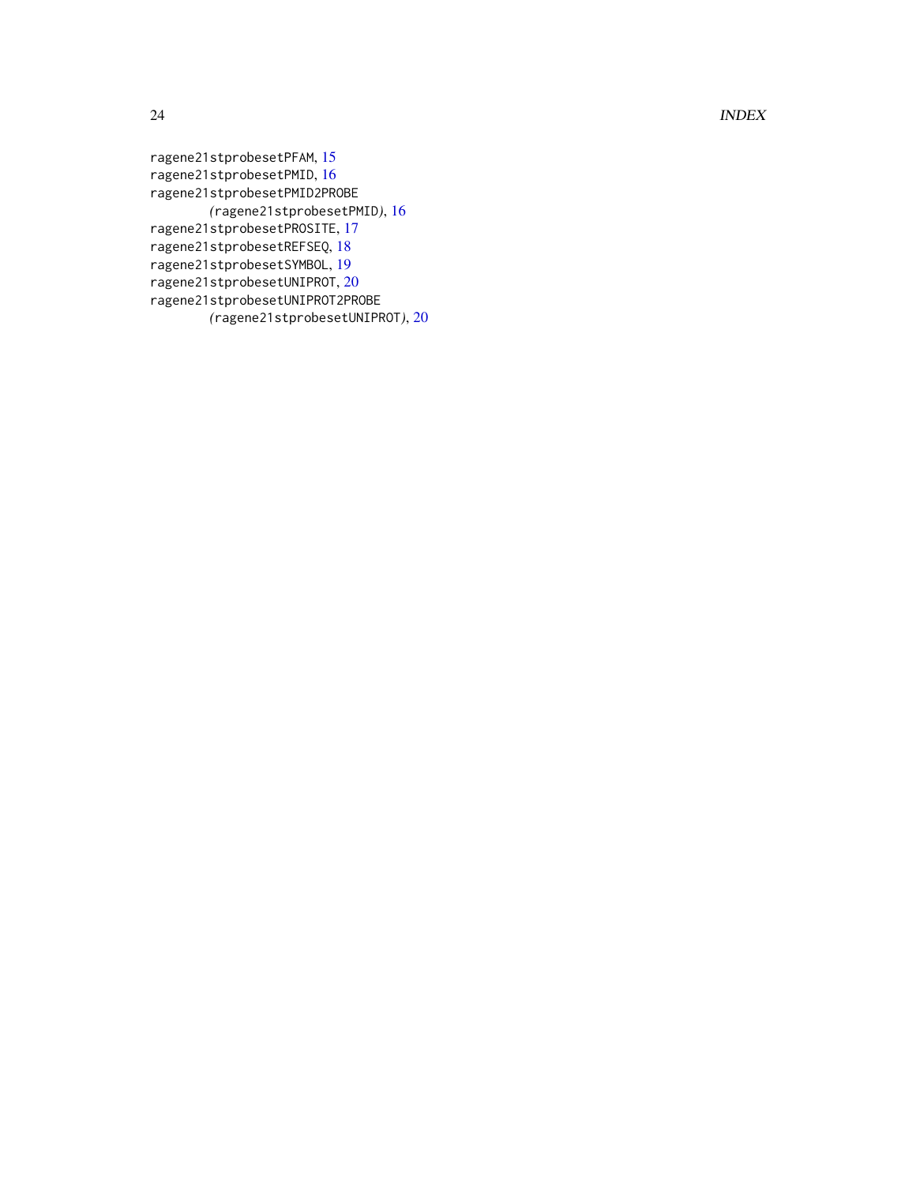ragene21stprobesetPFAM, 15
ragene21stprobesetPMID, 16
ragene21stprobesetPMID2PROBE
    (ragene21stprobesetPMID), 16
ragene21stprobesetPROSITE, 17
ragene21stprobesetREFSEQ, 18
ragene21stprobesetSYMBOL, 19
ragene21stprobesetUNIPROT, 20
ragene21stprobesetUNIPROT2PROBE
    (ragene21stprobesetUNIPROT), 20